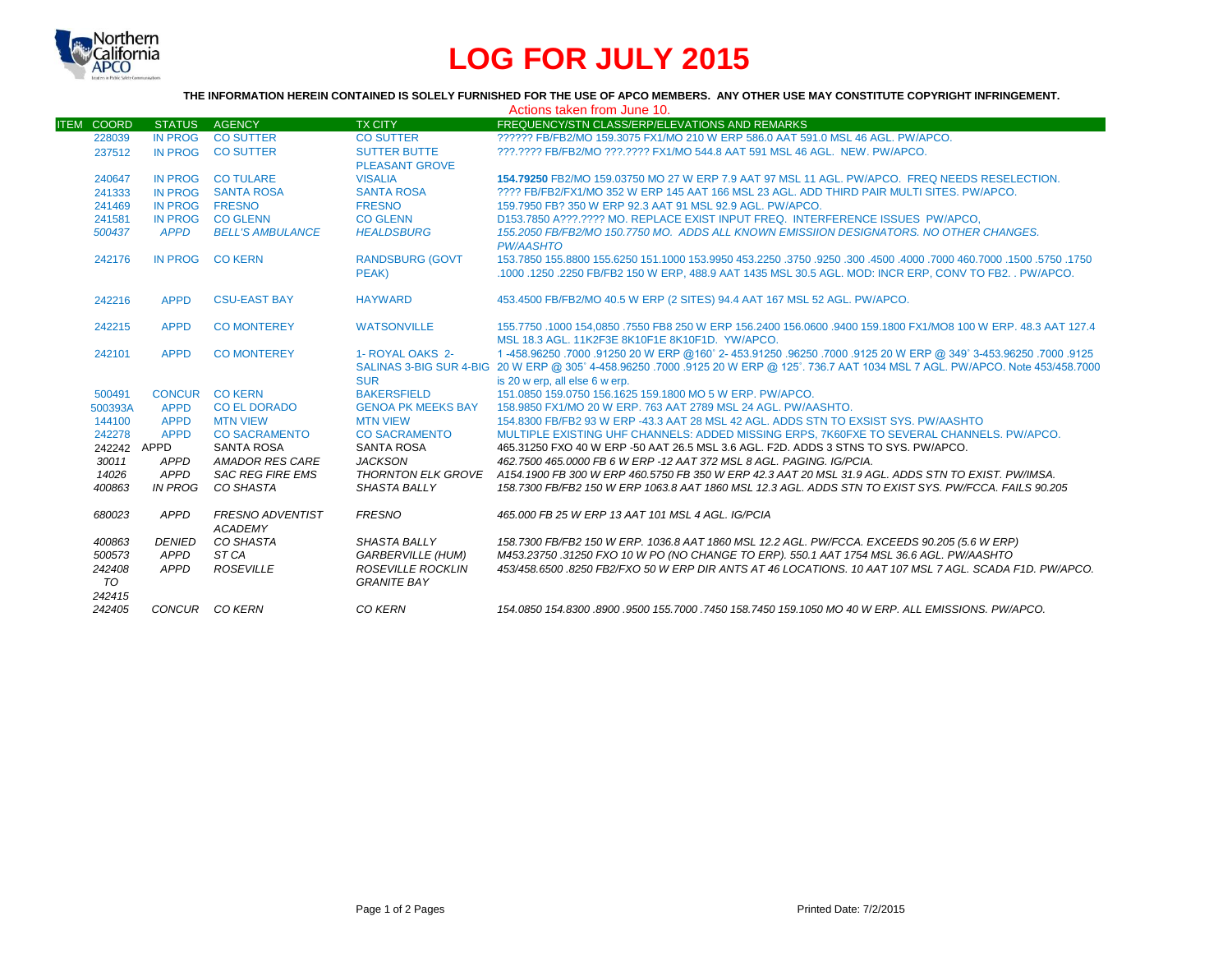# LOG FOR JULY 2015

**THE INFORMATION HEREIN CONTAINED IS SOLELY FURNISHED FOR THE USE OF APCO MEMBERS. ANY OTHER USE MAY CONSTITUTE COPYRIGHT INFRINGEMENT.**

Actions taken from June 10.

| ITEM | COORD | STATUS | AGENCY | TX CITY | FREQUENCY/STN CLASS/ERP/ELEVATIONS AND REMARKS |
|---|---|---|---|---|---|
| | 228039 | IN PROG | CO SUTTER | CO SUTTER | ?????? FB/FB2/MO 159.3075 FX1/MO 210 W ERP 586.0 AAT 591.0 MSL 46 AGL. PW/APCO. |
| | 237512 | IN PROG | CO SUTTER | SUTTER BUTTE PLEASANT GROVE | ???.???? FB/FB2/MO ???.???? FX1/MO 544.8 AAT 591 MSL 46 AGL. NEW. PW/APCO. |
| | 240647 | IN PROG | CO TULARE | VISALIA | **154.79250** FB2/MO 159.03750 MO 27 W ERP 7.9 AAT 97 MSL 11 AGL. PW/APCO. FREQ NEEDS RESELECTION. |
| | 241333 | IN PROG | SANTA ROSA | SANTA ROSA | ???? FB/FB2/FX1/MO 352 W ERP 145 AAT 166 MSL 23 AGL. ADD THIRD PAIR MULTI SITES. PW/APCO. |
| | 241469 | IN PROG | FRESNO | FRESNO | 159.7950 FB? 350 W ERP 92.3 AAT 91 MSL 92.9 AGL. PW/APCO. |
| | 241581 | IN PROG | CO GLENN | CO GLENN | D153.7850 A???.???? MO. REPLACE EXIST INPUT FREQ. INTERFERENCE ISSUES PW/APCO, |
| | *500437* | *APPD* | *BELL'S AMBULANCE* | *HEALDSBURG* | *155.2050 FB/FB2/MO 150.7750 MO. ADDS ALL KNOWN EMISSIION DESIGNATORS. NO OTHER CHANGES. PW/AASHTO* |
| | 242176 | IN PROG | CO KERN | RANDSBURG (GOVT PEAK) | 153.7850 155.8800 155.6250 151.1000 153.9950 453.2250 .3750 .9250 .300 .4500 .4000 .7000 460.7000 .1500 .5750 .1750 .1000 .1250 .2250 FB/FB2 150 W ERP, 488.9 AAT 1435 MSL 30.5 AGL. MOD: INCR ERP, CONV TO FB2. . PW/APCO. |
| | 242216 | APPD | CSU-EAST BAY | HAYWARD | 453.4500 FB/FB2/MO 40.5 W ERP (2 SITES) 94.4 AAT 167 MSL 52 AGL. PW/APCO. |
| | 242215 | APPD | CO MONTEREY | WATSONVILLE | 155.7750 .1000 154,0850 .7550 FB8 250 W ERP 156.2400 156.0600 .9400 159.1800 FX1/MO8 100 W ERP. 48.3 AAT 127.4 MSL 18.3 AGL. 11K2F3E 8K10F1E 8K10F1D. YW/APCO. |
| | 242101 | APPD | CO MONTEREY | 1- ROYAL OAKS 2-SALINAS 3-BIG SUR 4-BIG SUR | 1 -458.96250 .7000 .91250 20 W ERP @160˚ 2- 453.91250 .96250 .7000 .9125 20 W ERP @ 349˚ 3-453.96250 .7000 .9125 20 W ERP @ 305˚ 4-458.96250 .7000 .9125 20 W ERP @ 125˚. 736.7 AAT 1034 MSL 7 AGL. PW/APCO. Note 453/458.7000 is 20 w erp, all else 6 w erp. |
| | 500491 | CONCUR | CO KERN | BAKERSFIELD | 151.0850 159.0750 156.1625 159.1800 MO 5 W ERP. PW/APCO. |
| | 500393A | APPD | CO EL DORADO | GENOA PK MEEKS BAY | 158.9850 FX1/MO 20 W ERP. 763 AAT 2789 MSL 24 AGL. PW/AASHTO. |
| | 144100 | APPD | MTN VIEW | MTN VIEW | 154.8300 FB/FB2 93 W ERP -43.3 AAT 28 MSL 42 AGL. ADDS STN TO EXSIST SYS. PW/AASHTO |
| | 242278 | APPD | CO SACRAMENTO | CO SACRAMENTO | MULTIPLE EXISTING UHF CHANNELS: ADDED MISSING ERPS, 7K60FXE TO SEVERAL CHANNELS. PW/APCO. |
| | 242242 | APPD | SANTA ROSA | SANTA ROSA | 465.31250 FXO 40 W ERP -50 AAT 26.5 MSL 3.6 AGL. F2D. ADDS 3 STNS TO SYS. PW/APCO. |
| | *30011* | *APPD* | *AMADOR RES CARE* | *JACKSON* | *462.7500 465.0000 FB 6 W ERP -12 AAT 372 MSL 8 AGL. PAGING. IG/PCIA.* |
| | *14026* | *APPD* | *SAC REG FIRE EMS* | *THORNTON ELK GROVE* | *A154.1900 FB 300 W ERP 460.5750 FB 350 W ERP 42.3 AAT 20 MSL 31.9 AGL. ADDS STN TO EXIST. PW/IMSA.* |
| | *400863* | *IN PROG* | *CO SHASTA* | *SHASTA BALLY* | *158.7300 FB/FB2 150 W ERP 1063.8 AAT 1860 MSL 12.3 AGL. ADDS STN TO EXIST SYS. PW/FCCA. FAILS 90.205* |
| | *680023* | *APPD* | *FRESNO ADVENTIST ACADEMY* | *FRESNO* | *465.000 FB 25 W ERP 13 AAT 101 MSL 4 AGL. IG/PCIA* |
| | *400863* | *DENIED* | *CO SHASTA* | *SHASTA BALLY* | *158.7300 FB/FB2 150 W ERP. 1036.8 AAT 1860 MSL 12.2 AGL. PW/FCCA. EXCEEDS 90.205 (5.6 W ERP)* |
| | *500573* | *APPD* | *ST CA* | *GARBERVILLE (HUM)* | *M453.23750 .31250 FXO 10 W PO (NO CHANGE TO ERP). 550.1 AAT 1754 MSL 36.6 AGL. PW/AASHTO* |
| | *242408 TO 242415* | *APPD* | *ROSEVILLE* | *ROSEVILLE ROCKLIN GRANITE BAY* | *453/458.6500 .8250 FB2/FXO 50 W ERP DIR ANTS AT 46 LOCATIONS. 10 AAT 107 MSL 7 AGL. SCADA F1D. PW/APCO.* |
| | *242405* | *CONCUR* | *CO KERN* | *CO KERN* | *154.0850 154.8300 .8900 .9500 155.7000 .7450 158.7450 159.1050 MO 40 W ERP. ALL EMISSIONS. PW/APCO.* |

Printed Date: 7/2/2015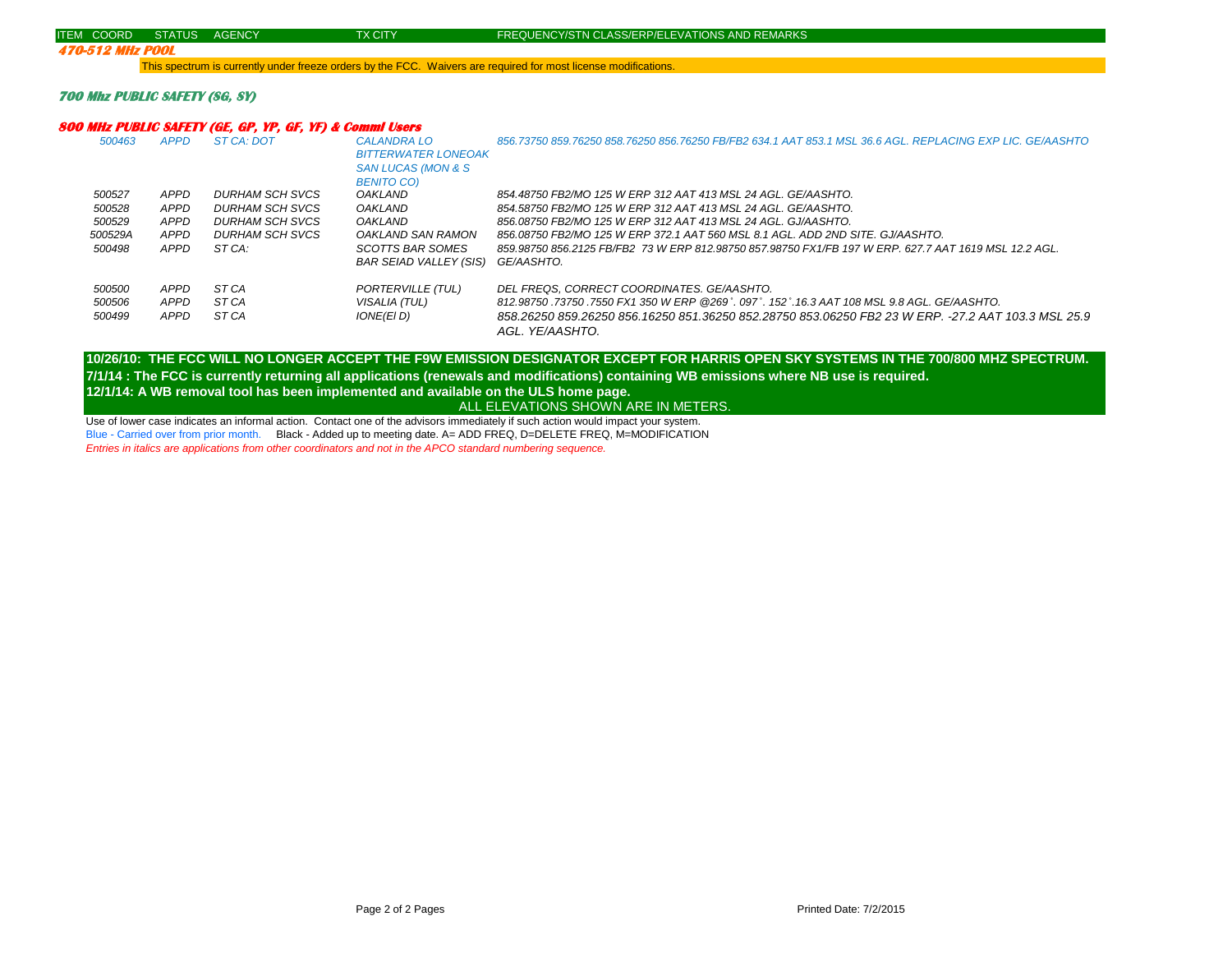| ITEM | COORD | STATUS | AGENCY | TX CITY | FREQUENCY/STN CLASS/ERP/ELEVATIONS AND REMARKS |
|---|---|---|---|---|---|

***470-512 MHz POOL***

This spectrum is currently under freeze orders by the FCC. Waivers are required for most license modifications.

***700 Mhz PUBLIC SAFETY (SG, SY)***

***800 MHz PUBLIC SAFETY (GE, GP, YP, GF, YF) & Comml Users***

| ITEM | STATUS | AGENCY | TX CITY | FREQUENCY/STN CLASS/ERP/ELEVATIONS AND REMARKS |
|---|---|---|---|---|
| *500463* | *APPD* | *ST CA: DOT* | *CALANDRA LO BITTERWATER LONEOAK SAN LUCAS (MON & S BENITO CO)* | *856.73750 859.76250 858.76250 856.76250 FB/FB2 634.1 AAT 853.1 MSL 36.6 AGL. REPLACING EXP LIC. GE/AASHTO* |
| *500527* | *APPD* | *DURHAM SCH SVCS* | *OAKLAND* | *854.48750 FB2/MO 125 W ERP 312 AAT 413 MSL 24 AGL. GE/AASHTO.* |
| *500528* | *APPD* | *DURHAM SCH SVCS* | *OAKLAND* | *854.58750 FB2/MO 125 W ERP 312 AAT 413 MSL 24 AGL. GE/AASHTO.* |
| *500529* | *APPD* | *DURHAM SCH SVCS* | *OAKLAND* | *856.08750 FB2/MO 125 W ERP 312 AAT 413 MSL 24 AGL. GJ/AASHTO.* |
| *500529A* | *APPD* | *DURHAM SCH SVCS* | *OAKLAND SAN RAMON* | *856.08750 FB2/MO 125 W ERP 372.1 AAT 560 MSL 8.1 AGL. ADD 2ND SITE. GJ/AASHTO.* |
| *500498* | *APPD* | *ST CA:* | *SCOTTS BAR SOMES BAR SEIAD VALLEY (SIS)* | *859.98750 856.2125 FB/FB2 73 W ERP 812.98750 857.98750 FX1/FB 197 W ERP. 627.7 AAT 1619 MSL 12.2 AGL. GE/AASHTO.* |
| *500500* | *APPD* | *ST CA* | *PORTERVILLE (TUL)* | *DEL FREQS, CORRECT COORDINATES. GE/AASHTO.* |
| *500506* | *APPD* | *ST CA* | *VISALIA (TUL)* | *812.98750 .73750 .7550 FX1 350 W ERP @269˚. 097˚. 152˚.16.3 AAT 108 MSL 9.8 AGL. GE/AASHTO.* |
| *500499* | *APPD* | *ST CA* | *IONE(El D)* | *858.26250 859.26250 856.16250 851.36250 852.28750 853.06250 FB2 23 W ERP. -27.2 AAT 103.3 MSL 25.9 AGL. YE/AASHTO.* |

**10/26/10: THE FCC WILL NO LONGER ACCEPT THE F9W EMISSION DESIGNATOR EXCEPT FOR HARRIS OPEN SKY SYSTEMS IN THE 700/800 MHZ SPECTRUM.**

**7/1/14 : The FCC is currently returning all applications (renewals and modifications) containing WB emissions where NB use is required.**

**12/1/14: A WB removal tool has been implemented and available on the ULS home page.**

ALL ELEVATIONS SHOWN ARE IN METERS.

Use of lower case indicates an informal action. Contact one of the advisors immediately if such action would impact your system.

Blue - Carried over from prior month. Black - Added up to meeting date. A= ADD FREQ, D=DELETE FREQ, M=MODIFICATION

*Entries in italics are applications from other coordinators and not in the APCO standard numbering sequence.*

Printed Date: 7/2/2015